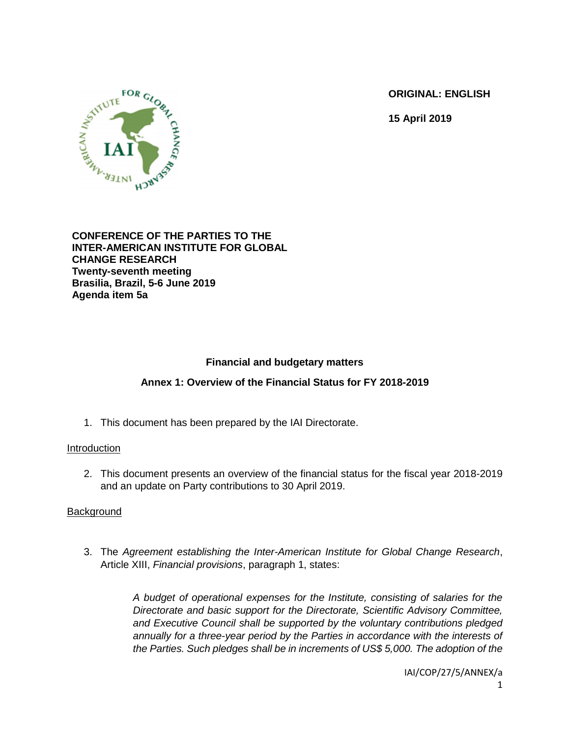**ORIGINAL: ENGLISH**

**15 April 2019**

**CONFERENCE OF THE PARTIES TO THE INTER-AMERICAN INSTITUTE FOR GLOBAL CHANGE RESEARCH**
**Twenty-seventh meeting**
**Brasilia, Brazil, 5-6 June 2019**
**Agenda item 5a**

## Financial and budgetary matters

## Annex 1: Overview of the Financial Status for FY 2018-2019

1. This document has been prepared by the IAI Directorate.

Introduction

2. This document presents an overview of the financial status for the fiscal year 2018-2019 and an update on Party contributions to 30 April 2019.

Background

3. The *Agreement establishing the Inter-American Institute for Global Change Research*, Article XIII, *Financial provisions*, paragraph 1, states:

> *A budget of operational expenses for the Institute, consisting of salaries for the Directorate and basic support for the Directorate, Scientific Advisory Committee, and Executive Council shall be supported by the voluntary contributions pledged annually for a three-year period by the Parties in accordance with the interests of the Parties. Such pledges shall be in increments of US$ 5,000. The adoption of the*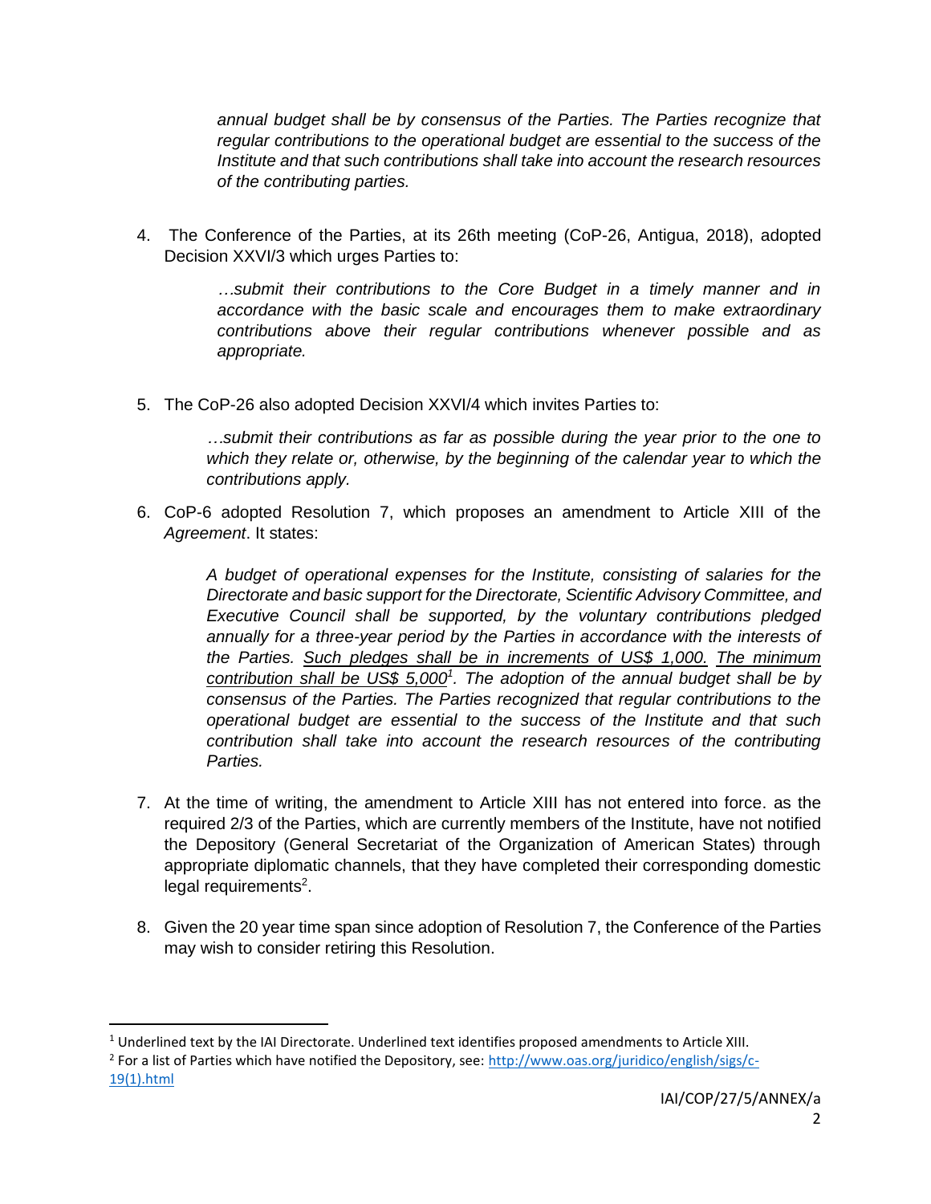*annual budget shall be by consensus of the Parties. The Parties recognize that regular contributions to the operational budget are essential to the success of the Institute and that such contributions shall take into account the research resources of the contributing parties.*

4. The Conference of the Parties, at its 26th meeting (CoP-26, Antigua, 2018), adopted Decision XXVI/3 which urges Parties to:

   *…submit their contributions to the Core Budget in a timely manner and in accordance with the basic scale and encourages them to make extraordinary contributions above their regular contributions whenever possible and as appropriate.*

5. The CoP-26 also adopted Decision XXVI/4 which invites Parties to:

   *…submit their contributions as far as possible during the year prior to the one to which they relate or, otherwise, by the beginning of the calendar year to which the contributions apply.*

6. CoP-6 adopted Resolution 7, which proposes an amendment to Article XIII of the *Agreement*. It states:

   *A budget of operational expenses for the Institute, consisting of salaries for the Directorate and basic support for the Directorate, Scientific Advisory Committee, and Executive Council shall be supported, by the voluntary contributions pledged annually for a three-year period by the Parties in accordance with the interests of the Parties. <u>Such pledges shall be in increments of US$ 1,000.</u> <u>The minimum contribution shall be US$ 5,000</u>[1]. The adoption of the annual budget shall be by consensus of the Parties. The Parties recognized that regular contributions to the operational budget are essential to the success of the Institute and that such contribution shall take into account the research resources of the contributing Parties.*

7. At the time of writing, the amendment to Article XIII has not entered into force. as the required 2/3 of the Parties, which are currently members of the Institute, have not notified the Depository (General Secretariat of the Organization of American States) through appropriate diplomatic channels, that they have completed their corresponding domestic legal requirements[2].

8. Given the 20 year time span since adoption of Resolution 7, the Conference of the Parties may wish to consider retiring this Resolution.

---

[1] Underlined text by the IAI Directorate. Underlined text identifies proposed amendments to Article XIII.

[2] For a list of Parties which have notified the Depository, see: http://www.oas.org/juridico/english/sigs/c-19(1).html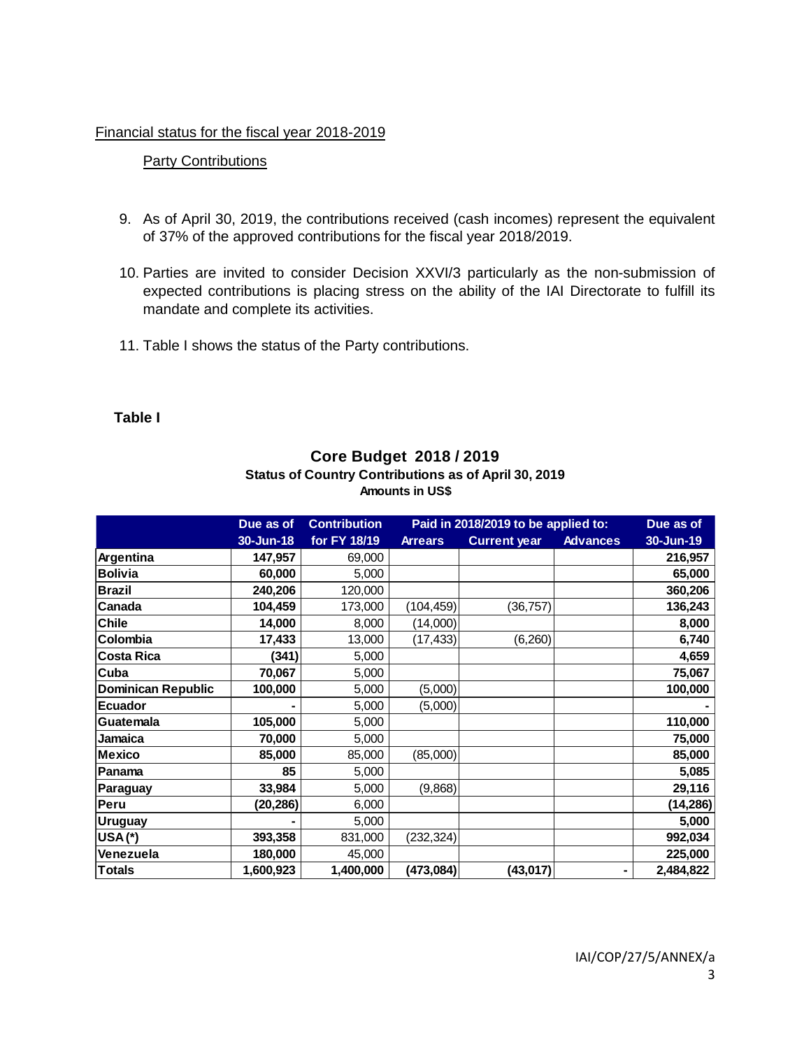Financial status for the fiscal year 2018-2019

Party Contributions

9. As of April 30, 2019, the contributions received (cash incomes) represent the equivalent of 37% of the approved contributions for the fiscal year 2018/2019.

10. Parties are invited to consider Decision XXVI/3 particularly as the non-submission of expected contributions is placing stress on the ability of the IAI Directorate to fulfill its mandate and complete its activities.

11. Table I shows the status of the Party contributions.

**Table I**

**Core Budget 2018 / 2019**
**Status of Country Contributions as of April 30, 2019**
**Amounts in US$**

| | Due as of 30-Jun-18 | Contribution for FY 18/19 | Paid in 2018/2019 to be applied to: Arrears | Current year | Advances | Due as of 30-Jun-19 |
|---|---|---|---|---|---|---|
| **Argentina** | **147,957** | 69,000 | | | | **216,957** |
| **Bolivia** | **60,000** | 5,000 | | | | **65,000** |
| **Brazil** | **240,206** | 120,000 | | | | **360,206** |
| **Canada** | **104,459** | 173,000 | (104,459) | (36,757) | | **136,243** |
| **Chile** | **14,000** | 8,000 | (14,000) | | | **8,000** |
| **Colombia** | **17,433** | 13,000 | (17,433) | (6,260) | | **6,740** |
| **Costa Rica** | **(341)** | 5,000 | | | | **4,659** |
| **Cuba** | **70,067** | 5,000 | | | | **75,067** |
| **Dominican Republic** | **100,000** | 5,000 | (5,000) | | | **100,000** |
| **Ecuador** | **-** | 5,000 | (5,000) | | | **-** |
| **Guatemala** | **105,000** | 5,000 | | | | **110,000** |
| **Jamaica** | **70,000** | 5,000 | | | | **75,000** |
| **Mexico** | **85,000** | 85,000 | (85,000) | | | **85,000** |
| **Panama** | **85** | 5,000 | | | | **5,085** |
| **Paraguay** | **33,984** | 5,000 | (9,868) | | | **29,116** |
| **Peru** | **(20,286)** | 6,000 | | | | **(14,286)** |
| **Uruguay** | **-** | 5,000 | | | | **5,000** |
| **USA (*)** | **393,358** | 831,000 | (232,324) | | | **992,034** |
| **Venezuela** | **180,000** | 45,000 | | | | **225,000** |
| **Totals** | **1,600,923** | **1,400,000** | **(473,084)** | **(43,017)** | **-** | **2,484,822** |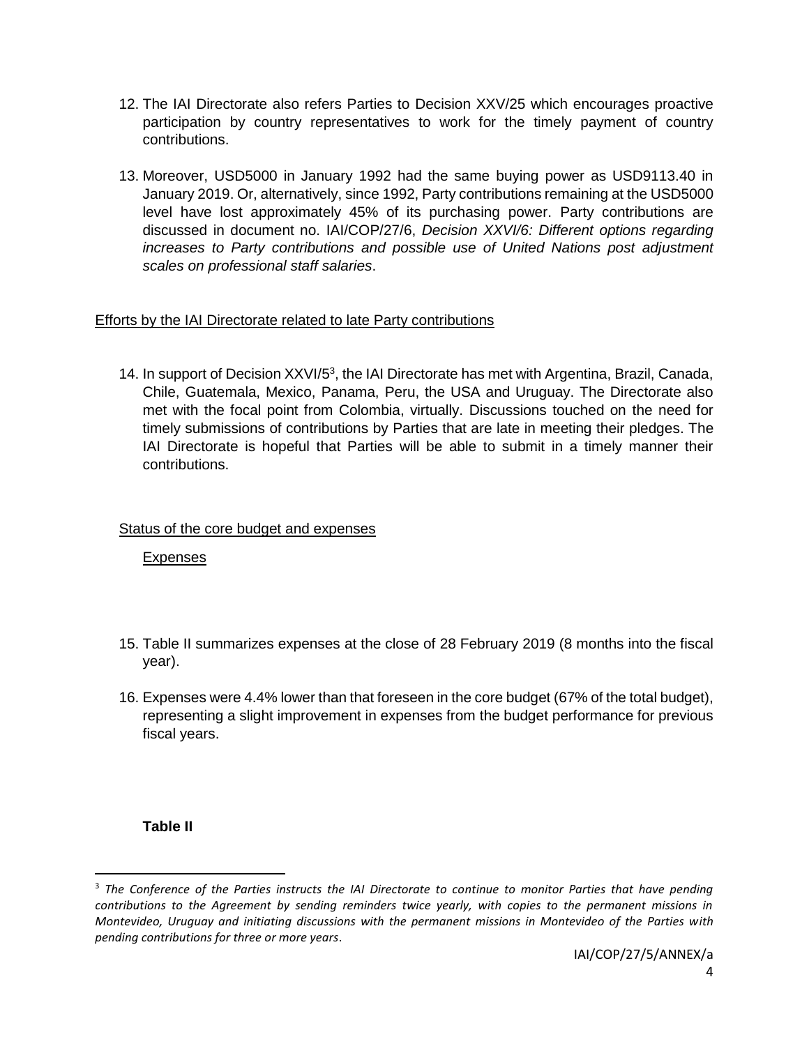12. The IAI Directorate also refers Parties to Decision XXV/25 which encourages proactive participation by country representatives to work for the timely payment of country contributions.

13. Moreover, USD5000 in January 1992 had the same buying power as USD9113.40 in January 2019. Or, alternatively, since 1992, Party contributions remaining at the USD5000 level have lost approximately 45% of its purchasing power. Party contributions are discussed in document no. IAI/COP/27/6, *Decision XXVI/6: Different options regarding increases to Party contributions and possible use of United Nations post adjustment scales on professional staff salaries*.

Efforts by the IAI Directorate related to late Party contributions

14. In support of Decision XXVI/5[3], the IAI Directorate has met with Argentina, Brazil, Canada, Chile, Guatemala, Mexico, Panama, Peru, the USA and Uruguay. The Directorate also met with the focal point from Colombia, virtually. Discussions touched on the need for timely submissions of contributions by Parties that are late in meeting their pledges. The IAI Directorate is hopeful that Parties will be able to submit in a timely manner their contributions.

Status of the core budget and expenses

Expenses

15. Table II summarizes expenses at the close of 28 February 2019 (8 months into the fiscal year).

16. Expenses were 4.4% lower than that foreseen in the core budget (67% of the total budget), representing a slight improvement in expenses from the budget performance for previous fiscal years.

**Table II**

[3] *The Conference of the Parties instructs the IAI Directorate to continue to monitor Parties that have pending contributions to the Agreement by sending reminders twice yearly, with copies to the permanent missions in Montevideo, Uruguay and initiating discussions with the permanent missions in Montevideo of the Parties with pending contributions for three or more years*.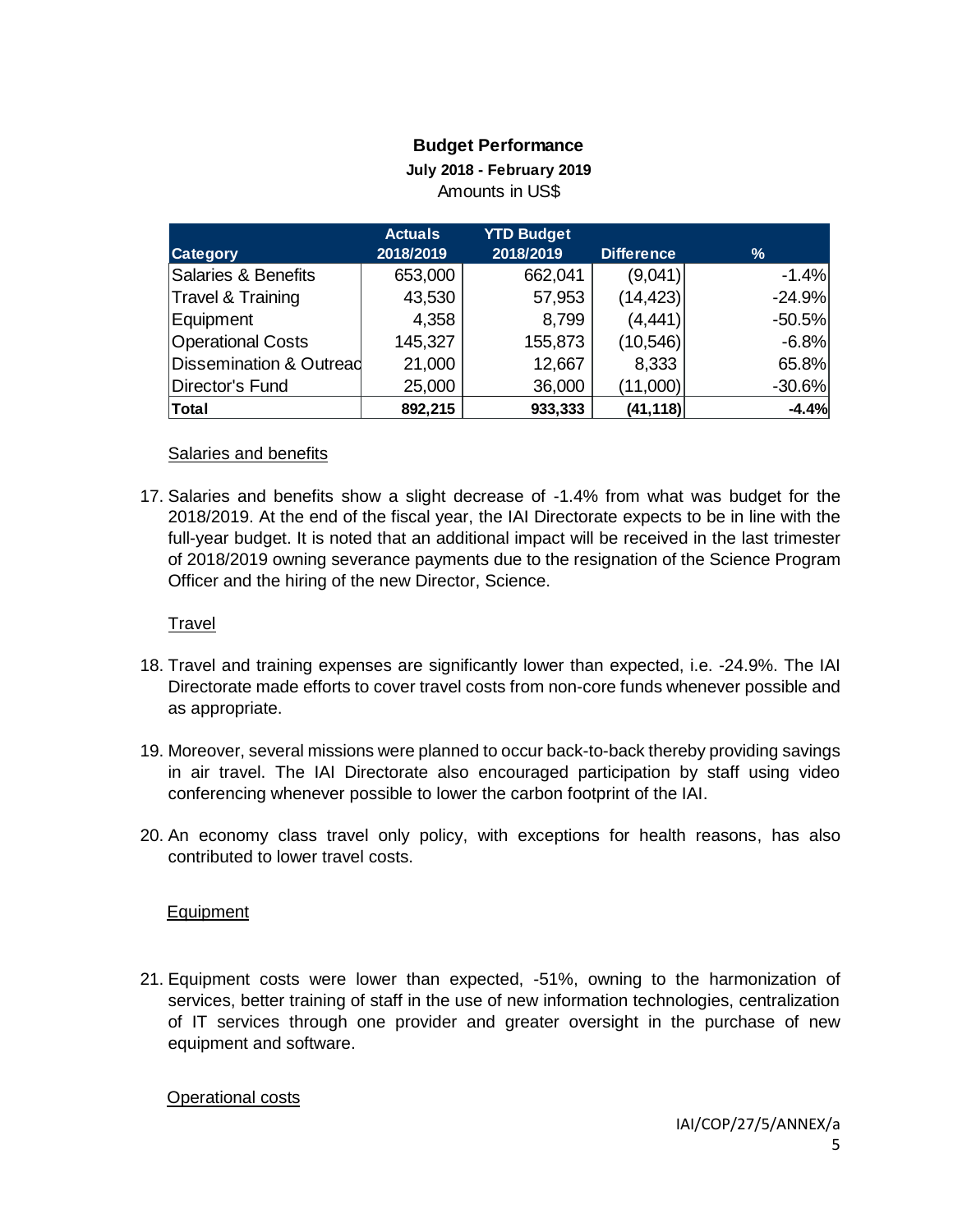**Budget Performance**

**July 2018 - February 2019**

Amounts in US$

| Category | Actuals 2018/2019 | YTD Budget 2018/2019 | Difference | % |
|---|---|---|---|---|
| Salaries & Benefits | 653,000 | 662,041 | (9,041) | -1.4% |
| Travel & Training | 43,530 | 57,953 | (14,423) | -24.9% |
| Equipment | 4,358 | 8,799 | (4,441) | -50.5% |
| Operational Costs | 145,327 | 155,873 | (10,546) | -6.8% |
| Dissemination & Outreac | 21,000 | 12,667 | 8,333 | 65.8% |
| Director's Fund | 25,000 | 36,000 | (11,000) | -30.6% |
| **Total** | **892,215** | **933,333** | **(41,118)** | **-4.4%** |

Salaries and benefits

17. Salaries and benefits show a slight decrease of -1.4% from what was budget for the 2018/2019. At the end of the fiscal year, the IAI Directorate expects to be in line with the full-year budget. It is noted that an additional impact will be received in the last trimester of 2018/2019 owning severance payments due to the resignation of the Science Program Officer and the hiring of the new Director, Science.

Travel

18. Travel and training expenses are significantly lower than expected, i.e. -24.9%. The IAI Directorate made efforts to cover travel costs from non-core funds whenever possible and as appropriate.

19. Moreover, several missions were planned to occur back-to-back thereby providing savings in air travel. The IAI Directorate also encouraged participation by staff using video conferencing whenever possible to lower the carbon footprint of the IAI.

20. An economy class travel only policy, with exceptions for health reasons, has also contributed to lower travel costs.

Equipment

21. Equipment costs were lower than expected, -51%, owning to the harmonization of services, better training of staff in the use of new information technologies, centralization of IT services through one provider and greater oversight in the purchase of new equipment and software.

Operational costs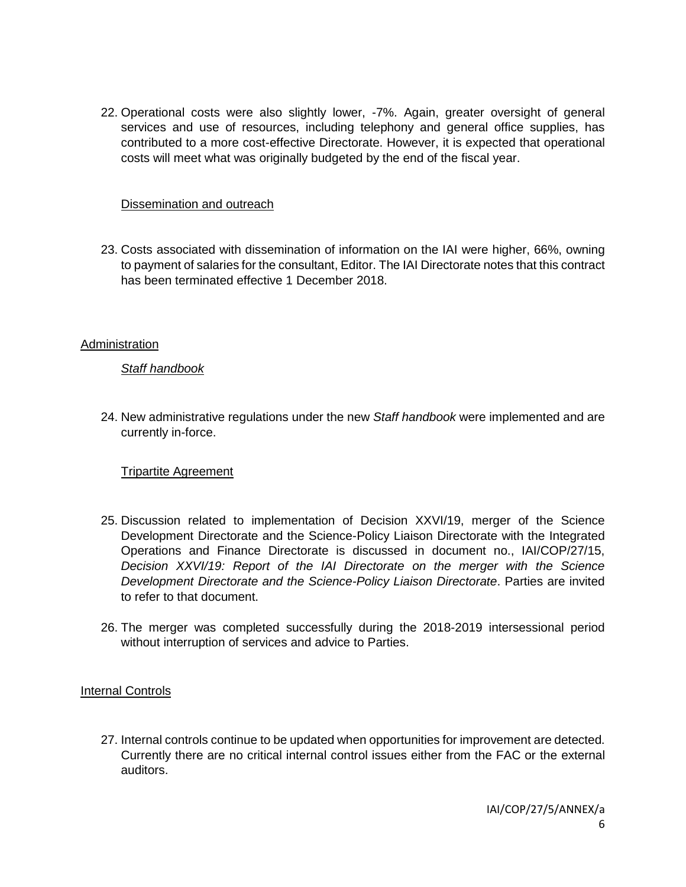22. Operational costs were also slightly lower, -7%. Again, greater oversight of general services and use of resources, including telephony and general office supplies, has contributed to a more cost-effective Directorate. However, it is expected that operational costs will meet what was originally budgeted by the end of the fiscal year.

Dissemination and outreach

23. Costs associated with dissemination of information on the IAI were higher, 66%, owning to payment of salaries for the consultant, Editor. The IAI Directorate notes that this contract has been terminated effective 1 December 2018.

## Administration

*Staff handbook*

24. New administrative regulations under the new *Staff handbook* were implemented and are currently in-force.

Tripartite Agreement

25. Discussion related to implementation of Decision XXVI/19, merger of the Science Development Directorate and the Science-Policy Liaison Directorate with the Integrated Operations and Finance Directorate is discussed in document no., IAI/COP/27/15, *Decision XXVI/19: Report of the IAI Directorate on the merger with the Science Development Directorate and the Science-Policy Liaison Directorate*. Parties are invited to refer to that document.

26. The merger was completed successfully during the 2018-2019 intersessional period without interruption of services and advice to Parties.

## Internal Controls

27. Internal controls continue to be updated when opportunities for improvement are detected. Currently there are no critical internal control issues either from the FAC or the external auditors.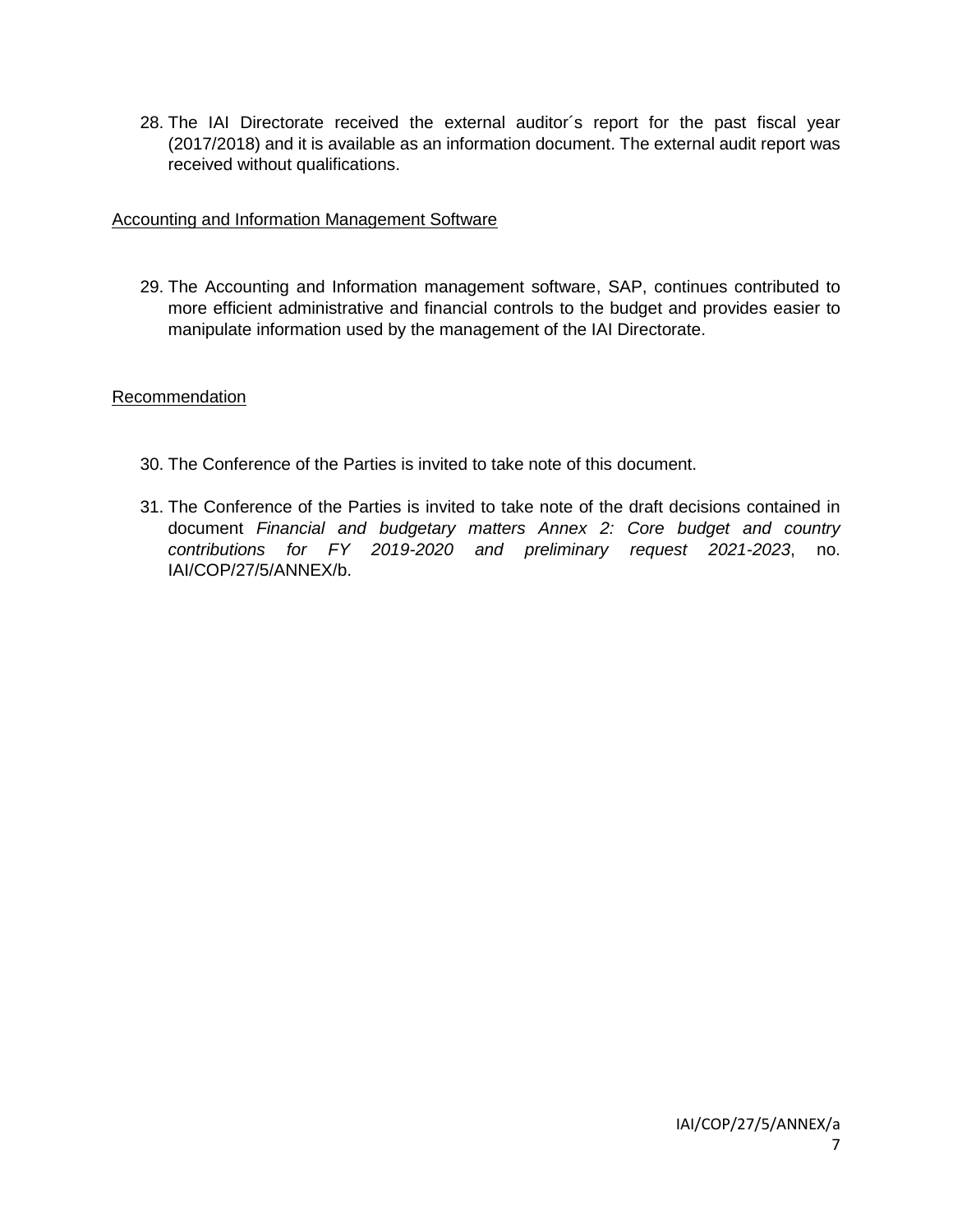28. The IAI Directorate received the external auditor´s report for the past fiscal year (2017/2018) and it is available as an information document. The external audit report was received without qualifications.

Accounting and Information Management Software

29. The Accounting and Information management software, SAP, continues contributed to more efficient administrative and financial controls to the budget and provides easier to manipulate information used by the management of the IAI Directorate.

Recommendation

30. The Conference of the Parties is invited to take note of this document.

31. The Conference of the Parties is invited to take note of the draft decisions contained in document *Financial and budgetary matters Annex 2: Core budget and country contributions for FY 2019-2020 and preliminary request 2021-2023*, no. IAI/COP/27/5/ANNEX/b.